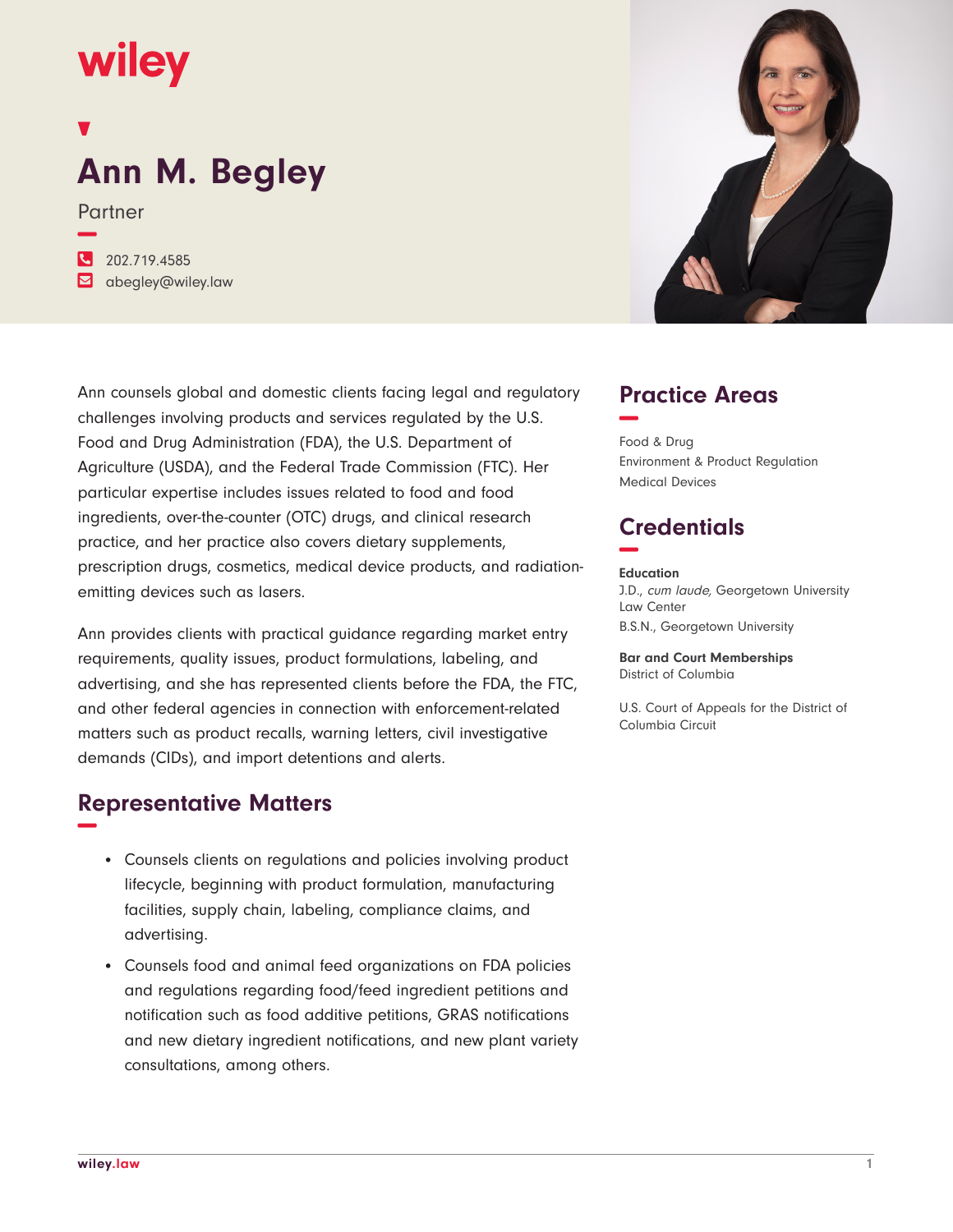wiley

# Ann M. Begley

Partner

202.719.4585
abegley@wiley.law

Ann counsels global and domestic clients facing legal and regulatory challenges involving products and services regulated by the U.S. Food and Drug Administration (FDA), the U.S. Department of Agriculture (USDA), and the Federal Trade Commission (FTC). Her particular expertise includes issues related to food and food ingredients, over-the-counter (OTC) drugs, and clinical research practice, and her practice also covers dietary supplements, prescription drugs, cosmetics, medical device products, and radiation-emitting devices such as lasers.

Ann provides clients with practical guidance regarding market entry requirements, quality issues, product formulations, labeling, and advertising, and she has represented clients before the FDA, the FTC, and other federal agencies in connection with enforcement-related matters such as product recalls, warning letters, civil investigative demands (CIDs), and import detentions and alerts.

## Representative Matters

- Counsels clients on regulations and policies involving product lifecycle, beginning with product formulation, manufacturing facilities, supply chain, labeling, compliance claims, and advertising.
- Counsels food and animal feed organizations on FDA policies and regulations regarding food/feed ingredient petitions and notification such as food additive petitions, GRAS notifications and new dietary ingredient notifications, and new plant variety consultations, among others.

## Practice Areas

Food & Drug
Environment & Product Regulation
Medical Devices

## Credentials

**Education**
J.D., *cum laude,* Georgetown University Law Center
B.S.N., Georgetown University

**Bar and Court Memberships**
District of Columbia

U.S. Court of Appeals for the District of Columbia Circuit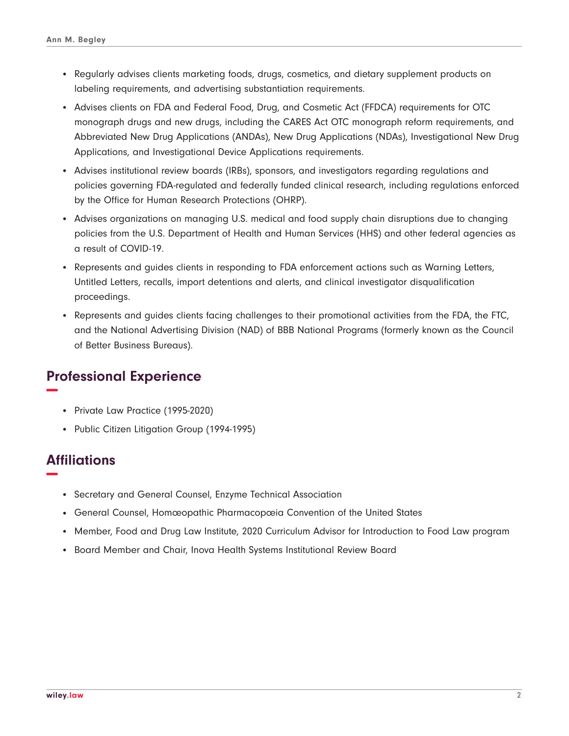- Regularly advises clients marketing foods, drugs, cosmetics, and dietary supplement products on labeling requirements, and advertising substantiation requirements.
- Advises clients on FDA and Federal Food, Drug, and Cosmetic Act (FFDCA) requirements for OTC monograph drugs and new drugs, including the CARES Act OTC monograph reform requirements, and Abbreviated New Drug Applications (ANDAs), New Drug Applications (NDAs), Investigational New Drug Applications, and Investigational Device Applications requirements.
- Advises institutional review boards (IRBs), sponsors, and investigators regarding regulations and policies governing FDA-regulated and federally funded clinical research, including regulations enforced by the Office for Human Research Protections (OHRP).
- Advises organizations on managing U.S. medical and food supply chain disruptions due to changing policies from the U.S. Department of Health and Human Services (HHS) and other federal agencies as a result of COVID-19.
- Represents and guides clients in responding to FDA enforcement actions such as Warning Letters, Untitled Letters, recalls, import detentions and alerts, and clinical investigator disqualification proceedings.
- Represents and guides clients facing challenges to their promotional activities from the FDA, the FTC, and the National Advertising Division (NAD) of BBB National Programs (formerly known as the Council of Better Business Bureaus).

## Professional Experience

- Private Law Practice (1995-2020)
- Public Citizen Litigation Group (1994-1995)

## Affiliations

- Secretary and General Counsel, Enzyme Technical Association
- General Counsel, Homœopathic Pharmacopœia Convention of the United States
- Member, Food and Drug Law Institute, 2020 Curriculum Advisor for Introduction to Food Law program
- Board Member and Chair, Inova Health Systems Institutional Review Board